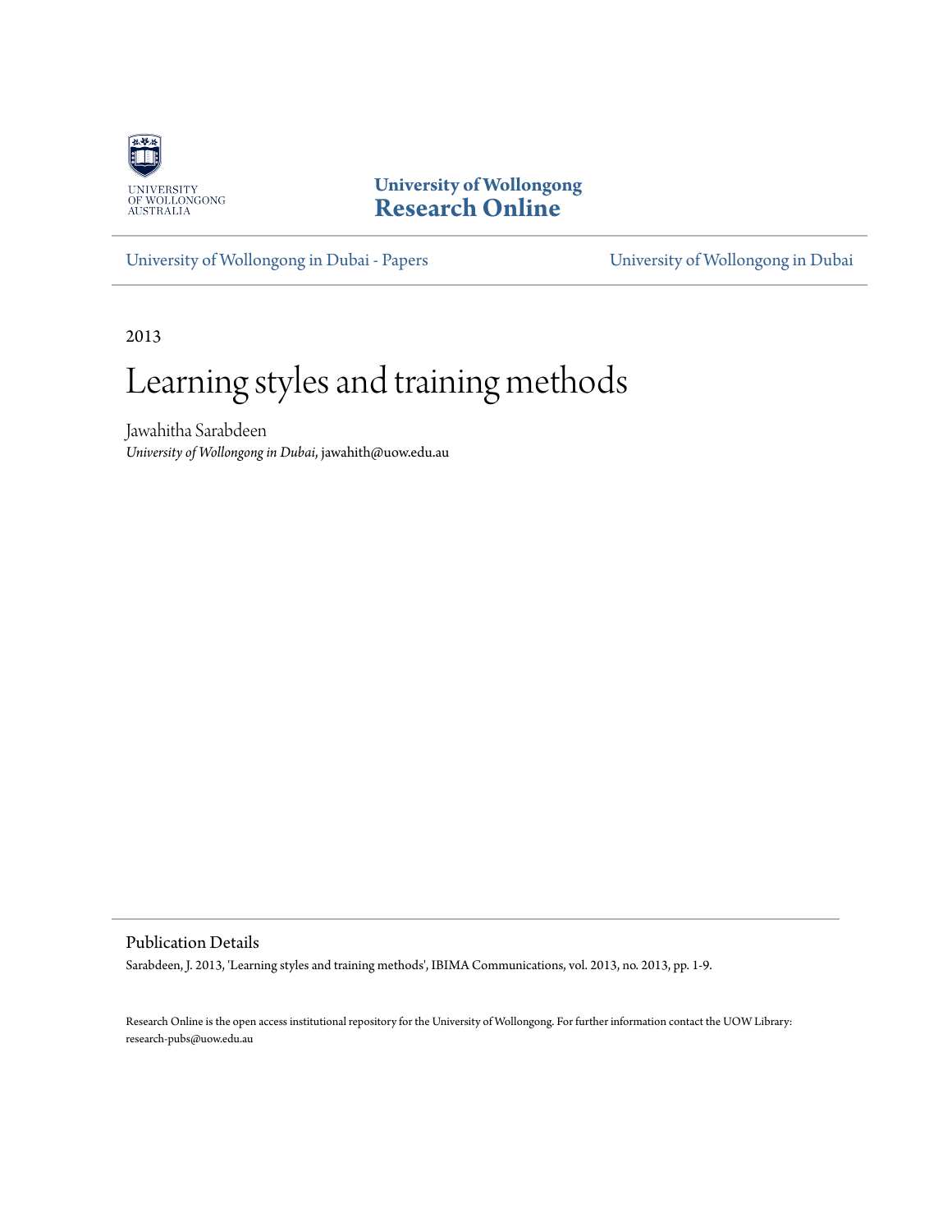University of Wollongong
**Research Online**

University of Wollongong in Dubai - Papers

University of Wollongong in Dubai

2013

# Learning styles and training methods

Jawahitha Sarabdeen
*University of Wollongong in Dubai*, jawahith@uow.edu.au

## Publication Details

Sarabdeen, J. 2013, 'Learning styles and training methods', IBIMA Communications, vol. 2013, no. 2013, pp. 1-9.

Research Online is the open access institutional repository for the University of Wollongong. For further information contact the UOW Library: research-pubs@uow.edu.au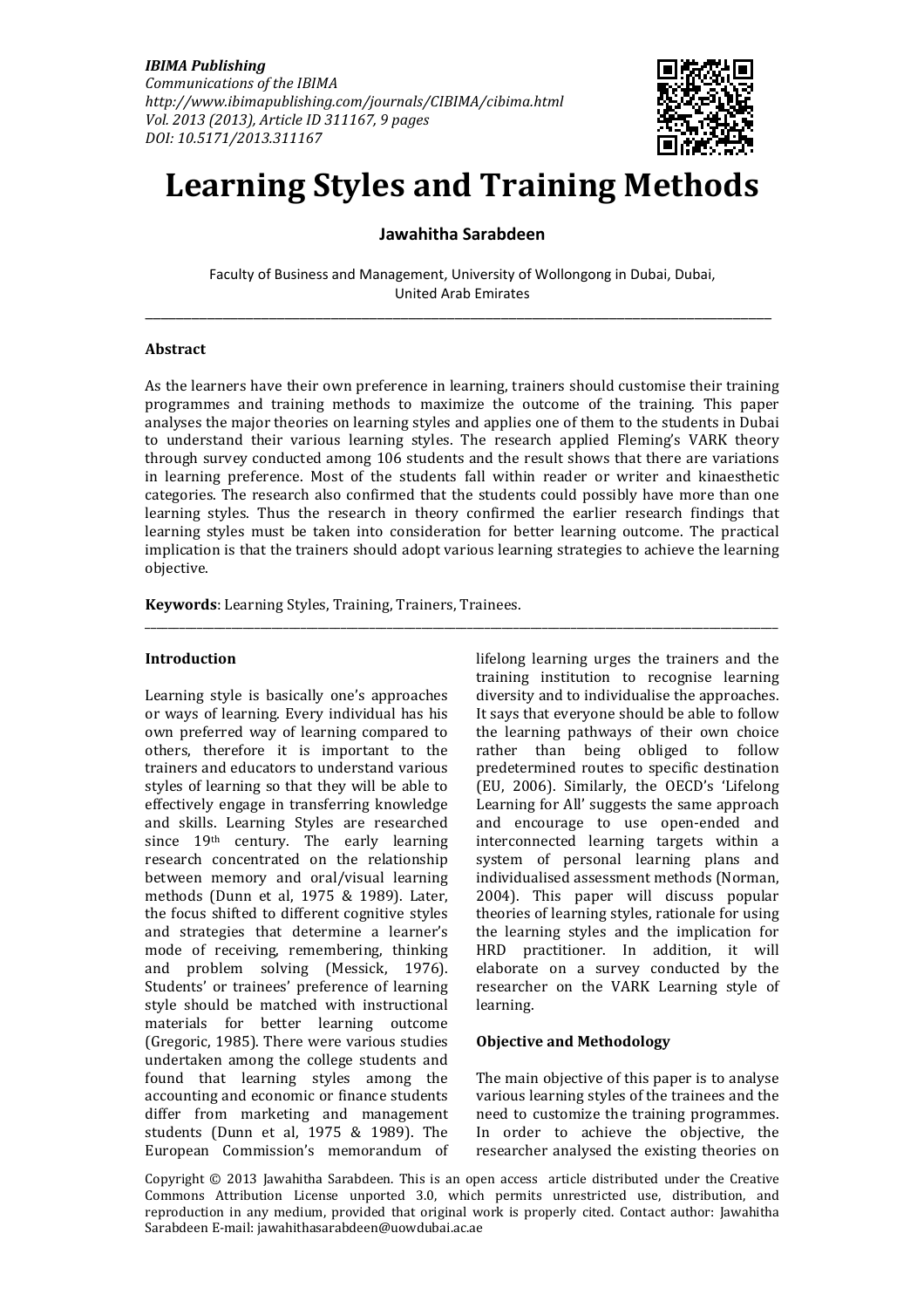IBIMA Publishing
Communications of the IBIMA
http://www.ibimapublishing.com/journals/CIBIMA/cibima.html
Vol. 2013 (2013), Article ID 311167, 9 pages
DOI: 10.5171/2013.311167

# Learning Styles and Training Methods

**Jawahitha Sarabdeen**

Faculty of Business and Management, University of Wollongong in Dubai, Dubai, United Arab Emirates

---

**Abstract**

As the learners have their own preference in learning, trainers should customise their training programmes and training methods to maximize the outcome of the training. This paper analyses the major theories on learning styles and applies one of them to the students in Dubai to understand their various learning styles. The research applied Fleming's VARK theory through survey conducted among 106 students and the result shows that there are variations in learning preference. Most of the students fall within reader or writer and kinaesthetic categories. The research also confirmed that the students could possibly have more than one learning styles. Thus the research in theory confirmed the earlier research findings that learning styles must be taken into consideration for better learning outcome. The practical implication is that the trainers should adopt various learning strategies to achieve the learning objective.

**Keywords**: Learning Styles, Training, Trainers, Trainees.

---

## Introduction

Learning style is basically one's approaches or ways of learning. Every individual has his own preferred way of learning compared to others, therefore it is important to the trainers and educators to understand various styles of learning so that they will be able to effectively engage in transferring knowledge and skills. Learning Styles are researched since 19th century. The early learning research concentrated on the relationship between memory and oral/visual learning methods (Dunn et al, 1975 & 1989). Later, the focus shifted to different cognitive styles and strategies that determine a learner's mode of receiving, remembering, thinking and problem solving (Messick, 1976). Students' or trainees' preference of learning style should be matched with instructional materials for better learning outcome (Gregoric, 1985). There were various studies undertaken among the college students and found that learning styles among the accounting and economic or finance students differ from marketing and management students (Dunn et al, 1975 & 1989). The European Commission's memorandum of lifelong learning urges the trainers and the training institution to recognise learning diversity and to individualise the approaches. It says that everyone should be able to follow the learning pathways of their own choice rather than being obliged to follow predetermined routes to specific destination (EU, 2006). Similarly, the OECD's 'Lifelong Learning for All' suggests the same approach and encourage to use open-ended and interconnected learning targets within a system of personal learning plans and individualised assessment methods (Norman, 2004). This paper will discuss popular theories of learning styles, rationale for using the learning styles and the implication for HRD practitioner. In addition, it will elaborate on a survey conducted by the researcher on the VARK Learning style of learning.

## Objective and Methodology

The main objective of this paper is to analyse various learning styles of the trainees and the need to customize the training programmes. In order to achieve the objective, the researcher analysed the existing theories on

Copyright © 2013 Jawahitha Sarabdeen. This is an open access article distributed under the Creative Commons Attribution License unported 3.0, which permits unrestricted use, distribution, and reproduction in any medium, provided that original work is properly cited. Contact author: Jawahitha Sarabdeen E-mail: jawahithasarabdeen@uowdubai.ac.ae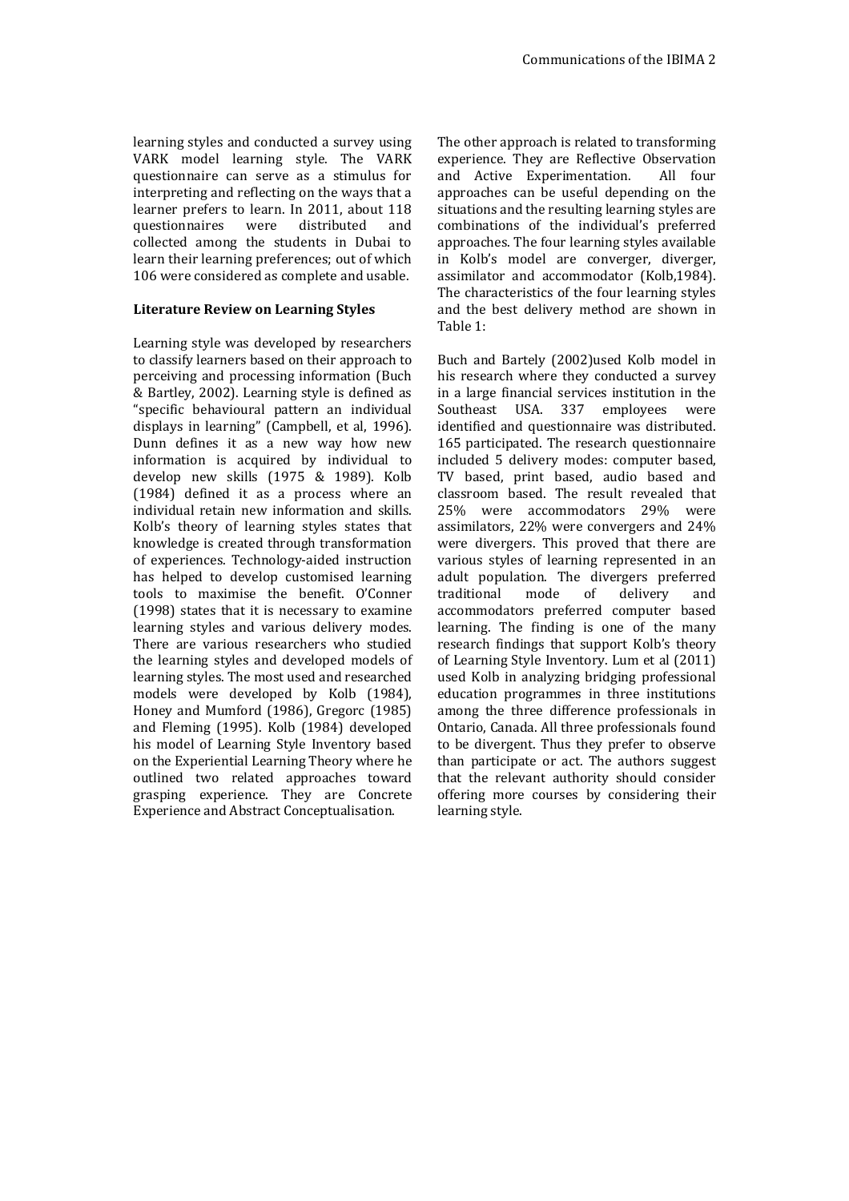learning styles and conducted a survey using VARK model learning style. The VARK questionnaire can serve as a stimulus for interpreting and reflecting on the ways that a learner prefers to learn. In 2011, about 118 questionnaires were distributed and collected among the students in Dubai to learn their learning preferences; out of which 106 were considered as complete and usable.

### Literature Review on Learning Styles

Learning style was developed by researchers to classify learners based on their approach to perceiving and processing information (Buch & Bartley, 2002). Learning style is defined as "specific behavioural pattern an individual displays in learning" (Campbell, et al, 1996). Dunn defines it as a new way how new information is acquired by individual to develop new skills (1975 & 1989). Kolb (1984) defined it as a process where an individual retain new information and skills. Kolb's theory of learning styles states that knowledge is created through transformation of experiences. Technology-aided instruction has helped to develop customised learning tools to maximise the benefit. O'Conner (1998) states that it is necessary to examine learning styles and various delivery modes. There are various researchers who studied the learning styles and developed models of learning styles. The most used and researched models were developed by Kolb (1984), Honey and Mumford (1986), Gregorc (1985) and Fleming (1995). Kolb (1984) developed his model of Learning Style Inventory based on the Experiential Learning Theory where he outlined two related approaches toward grasping experience. They are Concrete Experience and Abstract Conceptualisation.

The other approach is related to transforming experience. They are Reflective Observation and Active Experimentation. All four approaches can be useful depending on the situations and the resulting learning styles are combinations of the individual's preferred approaches. The four learning styles available in Kolb's model are converger, diverger, assimilator and accommodator (Kolb,1984). The characteristics of the four learning styles and the best delivery method are shown in Table 1:

Buch and Bartely (2002)used Kolb model in his research where they conducted a survey in a large financial services institution in the Southeast USA. 337 employees were identified and questionnaire was distributed. 165 participated. The research questionnaire included 5 delivery modes: computer based, TV based, print based, audio based and classroom based. The result revealed that 25% were accommodators 29% were assimilators, 22% were convergers and 24% were divergers. This proved that there are various styles of learning represented in an adult population. The divergers preferred traditional mode of delivery and accommodators preferred computer based learning. The finding is one of the many research findings that support Kolb's theory of Learning Style Inventory. Lum et al (2011) used Kolb in analyzing bridging professional education programmes in three institutions among the three difference professionals in Ontario, Canada. All three professionals found to be divergent. Thus they prefer to observe than participate or act. The authors suggest that the relevant authority should consider offering more courses by considering their learning style.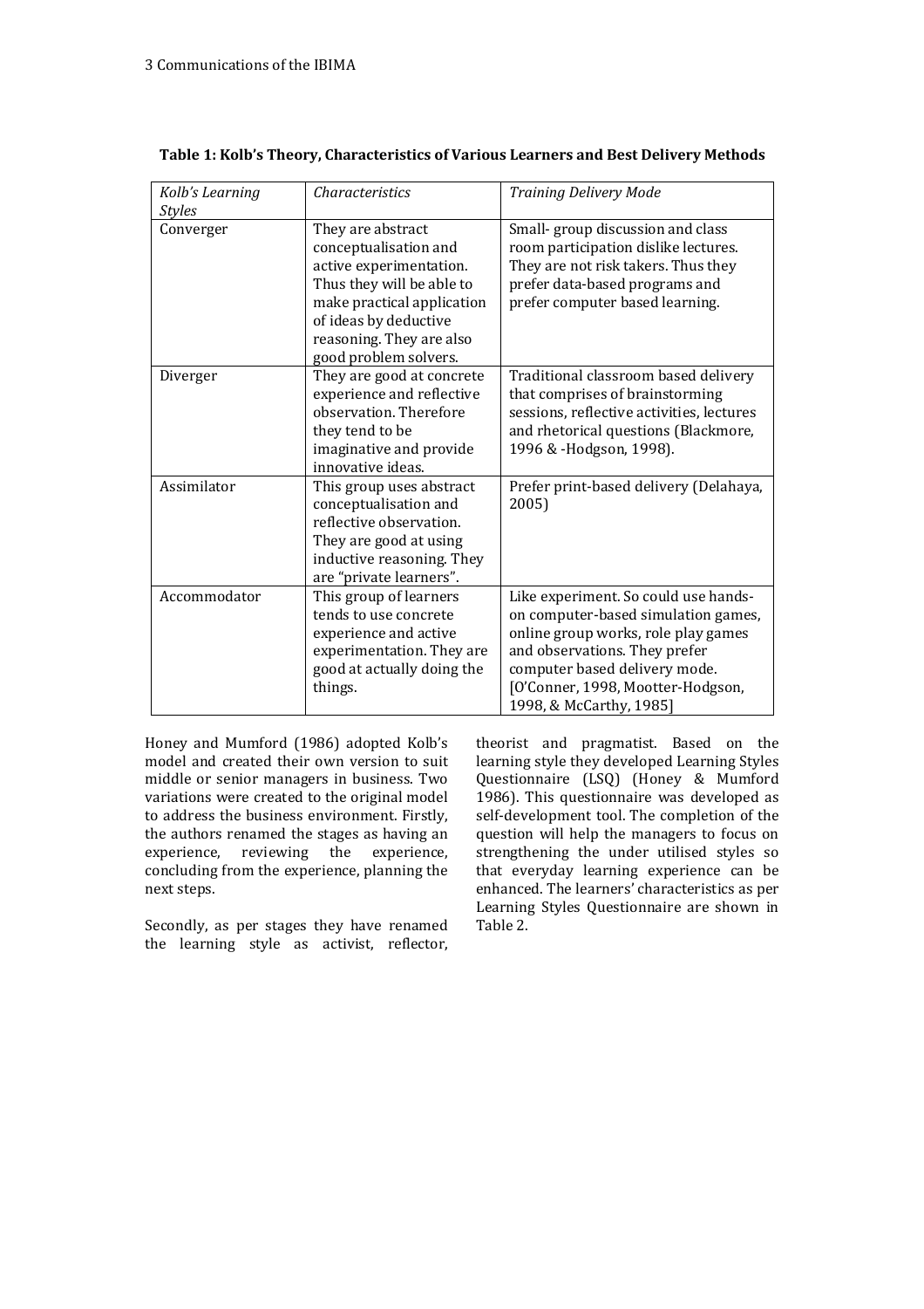**Table 1: Kolb's Theory, Characteristics of Various Learners and Best Delivery Methods**

| *Kolb's Learning Styles* | *Characteristics* | *Training Delivery Mode* |
|---|---|---|
| Converger | They are abstract conceptualisation and active experimentation. Thus they will be able to make practical application of ideas by deductive reasoning. They are also good problem solvers. | Small- group discussion and class room participation dislike lectures. They are not risk takers. Thus they prefer data-based programs and prefer computer based learning. |
| Diverger | They are good at concrete experience and reflective observation. Therefore they tend to be imaginative and provide innovative ideas. | Traditional classroom based delivery that comprises of brainstorming sessions, reflective activities, lectures and rhetorical questions (Blackmore, 1996 & -Hodgson, 1998). |
| Assimilator | This group uses abstract conceptualisation and reflective observation. They are good at using inductive reasoning. They are "private learners". | Prefer print-based delivery (Delahaya, 2005) |
| Accommodator | This group of learners tends to use concrete experience and active experimentation. They are good at actually doing the things. | Like experiment. So could use hands-on computer-based simulation games, online group works, role play games and observations. They prefer computer based delivery mode. [O'Conner, 1998, Mootter-Hodgson, 1998, & McCarthy, 1985] |

Honey and Mumford (1986) adopted Kolb's model and created their own version to suit middle or senior managers in business. Two variations were created to the original model to address the business environment. Firstly, the authors renamed the stages as having an experience, reviewing the experience, concluding from the experience, planning the next steps.

Secondly, as per stages they have renamed the learning style as activist, reflector, theorist and pragmatist. Based on the learning style they developed Learning Styles Questionnaire (LSQ) (Honey & Mumford 1986). This questionnaire was developed as self-development tool. The completion of the question will help the managers to focus on strengthening the under utilised styles so that everyday learning experience can be enhanced. The learners' characteristics as per Learning Styles Questionnaire are shown in Table 2.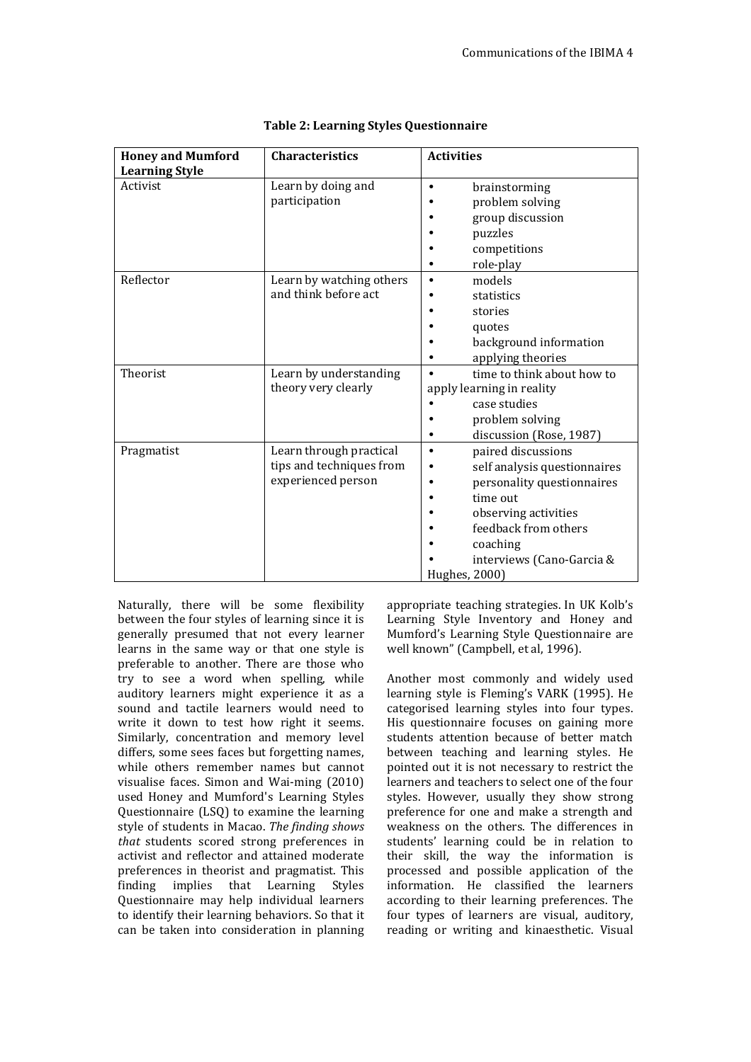**Table 2: Learning Styles Questionnaire**

| Honey and Mumford Learning Style | Characteristics | Activities |
|---|---|---|
| Activist | Learn by doing and participation | • brainstorming<br>• problem solving<br>• group discussion<br>• puzzles<br>• competitions<br>• role-play |
| Reflector | Learn by watching others and think before act | • models<br>• statistics<br>• stories<br>• quotes<br>• background information<br>• applying theories |
| Theorist | Learn by understanding theory very clearly | • time to think about how to apply learning in reality<br>• case studies<br>• problem solving<br>• discussion (Rose, 1987) |
| Pragmatist | Learn through practical tips and techniques from experienced person | • paired discussions<br>• self analysis questionnaires<br>• personality questionnaires<br>• time out<br>• observing activities<br>• feedback from others<br>• coaching<br>• interviews (Cano-Garcia & Hughes, 2000) |

Naturally, there will be some flexibility between the four styles of learning since it is generally presumed that not every learner learns in the same way or that one style is preferable to another. There are those who try to see a word when spelling, while auditory learners might experience it as a sound and tactile learners would need to write it down to test how right it seems. Similarly, concentration and memory level differs, some sees faces but forgetting names, while others remember names but cannot visualise faces. Simon and Wai-ming (2010) used Honey and Mumford's Learning Styles Questionnaire (LSQ) to examine the learning style of students in Macao. *The finding shows that* students scored strong preferences in activist and reflector and attained moderate preferences in theorist and pragmatist. This finding implies that Learning Styles Questionnaire may help individual learners to identify their learning behaviors. So that it can be taken into consideration in planning appropriate teaching strategies. In UK Kolb's Learning Style Inventory and Honey and Mumford's Learning Style Questionnaire are well known" (Campbell, et al, 1996).

Another most commonly and widely used learning style is Fleming's VARK (1995). He categorised learning styles into four types. His questionnaire focuses on gaining more students attention because of better match between teaching and learning styles. He pointed out it is not necessary to restrict the learners and teachers to select one of the four styles. However, usually they show strong preference for one and make a strength and weakness on the others. The differences in students' learning could be in relation to their skill, the way the information is processed and possible application of the information. He classified the learners according to their learning preferences. The four types of learners are visual, auditory, reading or writing and kinaesthetic. Visual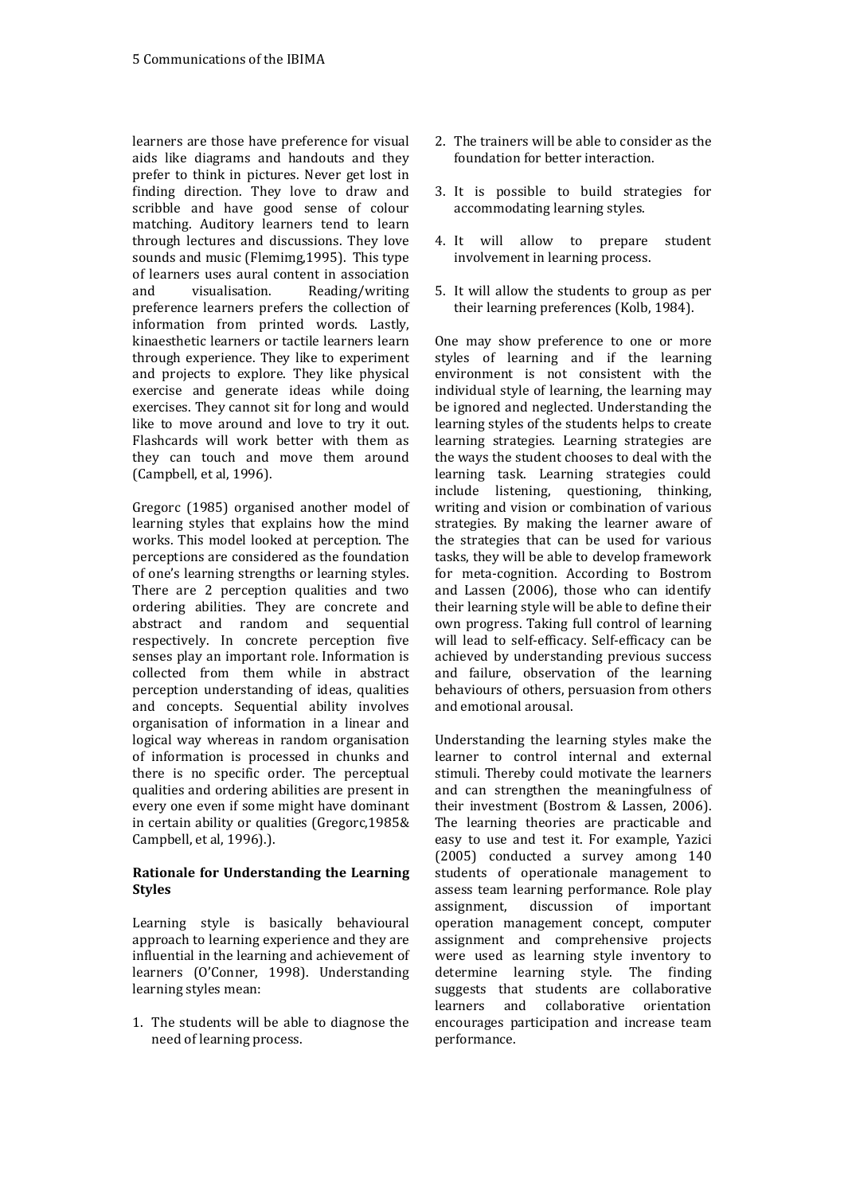learners are those have preference for visual aids like diagrams and handouts and they prefer to think in pictures. Never get lost in finding direction. They love to draw and scribble and have good sense of colour matching. Auditory learners tend to learn through lectures and discussions. They love sounds and music (Flemimg,1995). This type of learners uses aural content in association and visualisation. Reading/writing preference learners prefers the collection of information from printed words. Lastly, kinaesthetic learners or tactile learners learn through experience. They like to experiment and projects to explore. They like physical exercise and generate ideas while doing exercises. They cannot sit for long and would like to move around and love to try it out. Flashcards will work better with them as they can touch and move them around (Campbell, et al, 1996).

Gregorc (1985) organised another model of learning styles that explains how the mind works. This model looked at perception. The perceptions are considered as the foundation of one's learning strengths or learning styles. There are 2 perception qualities and two ordering abilities. They are concrete and abstract and random and sequential respectively. In concrete perception five senses play an important role. Information is collected from them while in abstract perception understanding of ideas, qualities and concepts. Sequential ability involves organisation of information in a linear and logical way whereas in random organisation of information is processed in chunks and there is no specific order. The perceptual qualities and ordering abilities are present in every one even if some might have dominant in certain ability or qualities (Gregorc,1985& Campbell, et al, 1996).).

**Rationale for Understanding the Learning Styles**

Learning style is basically behavioural approach to learning experience and they are influential in the learning and achievement of learners (O'Conner, 1998). Understanding learning styles mean:

1. The students will be able to diagnose the need of learning process.
2. The trainers will be able to consider as the foundation for better interaction.
3. It is possible to build strategies for accommodating learning styles.
4. It will allow to prepare student involvement in learning process.
5. It will allow the students to group as per their learning preferences (Kolb, 1984).

One may show preference to one or more styles of learning and if the learning environment is not consistent with the individual style of learning, the learning may be ignored and neglected. Understanding the learning styles of the students helps to create learning strategies. Learning strategies are the ways the student chooses to deal with the learning task. Learning strategies could include listening, questioning, thinking, writing and vision or combination of various strategies. By making the learner aware of the strategies that can be used for various tasks, they will be able to develop framework for meta-cognition. According to Bostrom and Lassen (2006), those who can identify their learning style will be able to define their own progress. Taking full control of learning will lead to self-efficacy. Self-efficacy can be achieved by understanding previous success and failure, observation of the learning behaviours of others, persuasion from others and emotional arousal.

Understanding the learning styles make the learner to control internal and external stimuli. Thereby could motivate the learners and can strengthen the meaningfulness of their investment (Bostrom & Lassen, 2006). The learning theories are practicable and easy to use and test it. For example, Yazici (2005) conducted a survey among 140 students of operationale management to assess team learning performance. Role play assignment, discussion of important operation management concept, computer assignment and comprehensive projects were used as learning style inventory to determine learning style. The finding suggests that students are collaborative learners and collaborative orientation encourages participation and increase team performance.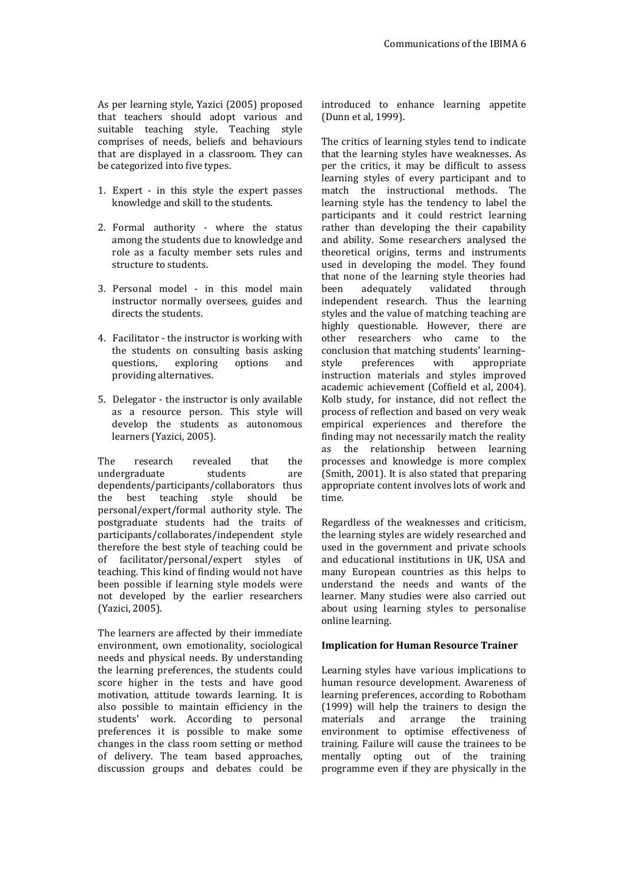As per learning style, Yazici (2005) proposed that teachers should adopt various and suitable teaching style. Teaching style comprises of needs, beliefs and behaviours that are displayed in a classroom. They can be categorized into five types.

1. Expert - in this style the expert passes knowledge and skill to the students.

2. Formal authority - where the status among the students due to knowledge and role as a faculty member sets rules and structure to students.

3. Personal model - in this model main instructor normally oversees, guides and directs the students.

4. Facilitator - the instructor is working with the students on consulting basis asking questions, exploring options and providing alternatives.

5. Delegator - the instructor is only available as a resource person. This style will develop the students as autonomous learners (Yazici, 2005).

The research revealed that the undergraduate students are dependents/participants/collaborators thus the best teaching style should be personal/expert/formal authority style. The postgraduate students had the traits of participants/collaborates/independent style therefore the best style of teaching could be of facilitator/personal/expert styles of teaching. This kind of finding would not have been possible if learning style models were not developed by the earlier researchers (Yazici, 2005).

The learners are affected by their immediate environment, own emotionality, sociological needs and physical needs. By understanding the learning preferences, the students could score higher in the tests and have good motivation, attitude towards learning. It is also possible to maintain efficiency in the students' work. According to personal preferences it is possible to make some changes in the class room setting or method of delivery. The team based approaches, discussion groups and debates could be introduced to enhance learning appetite (Dunn et al, 1999).

The critics of learning styles tend to indicate that the learning styles have weaknesses. As per the critics, it may be difficult to assess learning styles of every participant and to match the instructional methods. The learning style has the tendency to label the participants and it could restrict learning rather than developing the their capability and ability. Some researchers analysed the theoretical origins, terms and instruments used in developing the model. They found that none of the learning style theories had been adequately validated through independent research. Thus the learning styles and the value of matching teaching are highly questionable. However, there are other researchers who came to the conclusion that matching students' learning–style preferences with appropriate instruction materials and styles improved academic achievement (Coffield et al, 2004). Kolb study, for instance, did not reflect the process of reflection and based on very weak empirical experiences and therefore the finding may not necessarily match the reality as the relationship between learning processes and knowledge is more complex (Smith, 2001). It is also stated that preparing appropriate content involves lots of work and time.

Regardless of the weaknesses and criticism, the learning styles are widely researched and used in the government and private schools and educational institutions in UK, USA and many European countries as this helps to understand the needs and wants of the learner. Many studies were also carried out about using learning styles to personalise online learning.

## Implication for Human Resource Trainer

Learning styles have various implications to human resource development. Awareness of learning preferences, according to Robotham (1999) will help the trainers to design the materials and arrange the training environment to optimise effectiveness of training. Failure will cause the trainees to be mentally opting out of the training programme even if they are physically in the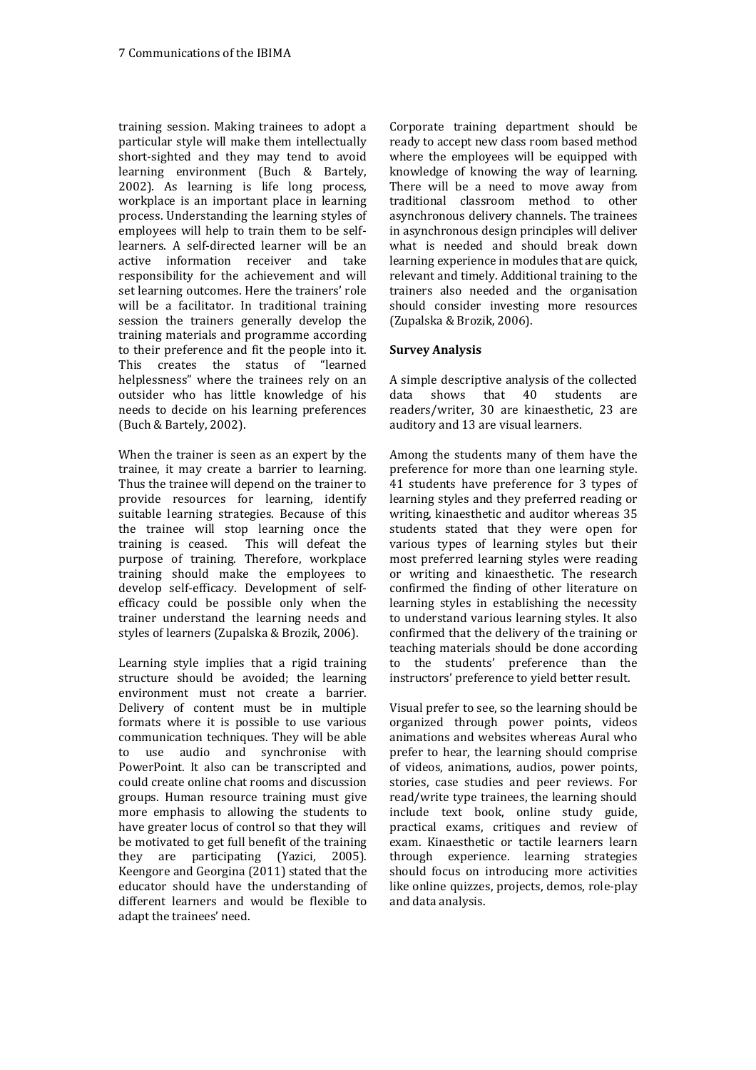training session. Making trainees to adopt a particular style will make them intellectually short-sighted and they may tend to avoid learning environment (Buch & Bartely, 2002). As learning is life long process, workplace is an important place in learning process. Understanding the learning styles of employees will help to train them to be self-learners. A self-directed learner will be an active information receiver and take responsibility for the achievement and will set learning outcomes. Here the trainers' role will be a facilitator. In traditional training session the trainers generally develop the training materials and programme according to their preference and fit the people into it. This creates the status of "learned helplessness" where the trainees rely on an outsider who has little knowledge of his needs to decide on his learning preferences (Buch & Bartely, 2002).

When the trainer is seen as an expert by the trainee, it may create a barrier to learning. Thus the trainee will depend on the trainer to provide resources for learning, identify suitable learning strategies. Because of this the trainee will stop learning once the training is ceased. This will defeat the purpose of training. Therefore, workplace training should make the employees to develop self-efficacy. Development of self-efficacy could be possible only when the trainer understand the learning needs and styles of learners (Zupalska & Brozik, 2006).

Learning style implies that a rigid training structure should be avoided; the learning environment must not create a barrier. Delivery of content must be in multiple formats where it is possible to use various communication techniques. They will be able to use audio and synchronise with PowerPoint. It also can be transcripted and could create online chat rooms and discussion groups. Human resource training must give more emphasis to allowing the students to have greater locus of control so that they will be motivated to get full benefit of the training they are participating (Yazici, 2005). Keengore and Georgina (2011) stated that the educator should have the understanding of different learners and would be flexible to adapt the trainees' need.

Corporate training department should be ready to accept new class room based method where the employees will be equipped with knowledge of knowing the way of learning. There will be a need to move away from traditional classroom method to other asynchronous delivery channels. The trainees in asynchronous design principles will deliver what is needed and should break down learning experience in modules that are quick, relevant and timely. Additional training to the trainers also needed and the organisation should consider investing more resources (Zupalska & Brozik, 2006).

**Survey Analysis**

A simple descriptive analysis of the collected data shows that 40 students are readers/writer, 30 are kinaesthetic, 23 are auditory and 13 are visual learners.

Among the students many of them have the preference for more than one learning style. 41 students have preference for 3 types of learning styles and they preferred reading or writing, kinaesthetic and auditor whereas 35 students stated that they were open for various types of learning styles but their most preferred learning styles were reading or writing and kinaesthetic. The research confirmed the finding of other literature on learning styles in establishing the necessity to understand various learning styles. It also confirmed that the delivery of the training or teaching materials should be done according to the students' preference than the instructors' preference to yield better result.

Visual prefer to see, so the learning should be organized through power points, videos animations and websites whereas Aural who prefer to hear, the learning should comprise of videos, animations, audios, power points, stories, case studies and peer reviews. For read/write type trainees, the learning should include text book, online study guide, practical exams, critiques and review of exam. Kinaesthetic or tactile learners learn through experience. learning strategies should focus on introducing more activities like online quizzes, projects, demos, role-play and data analysis.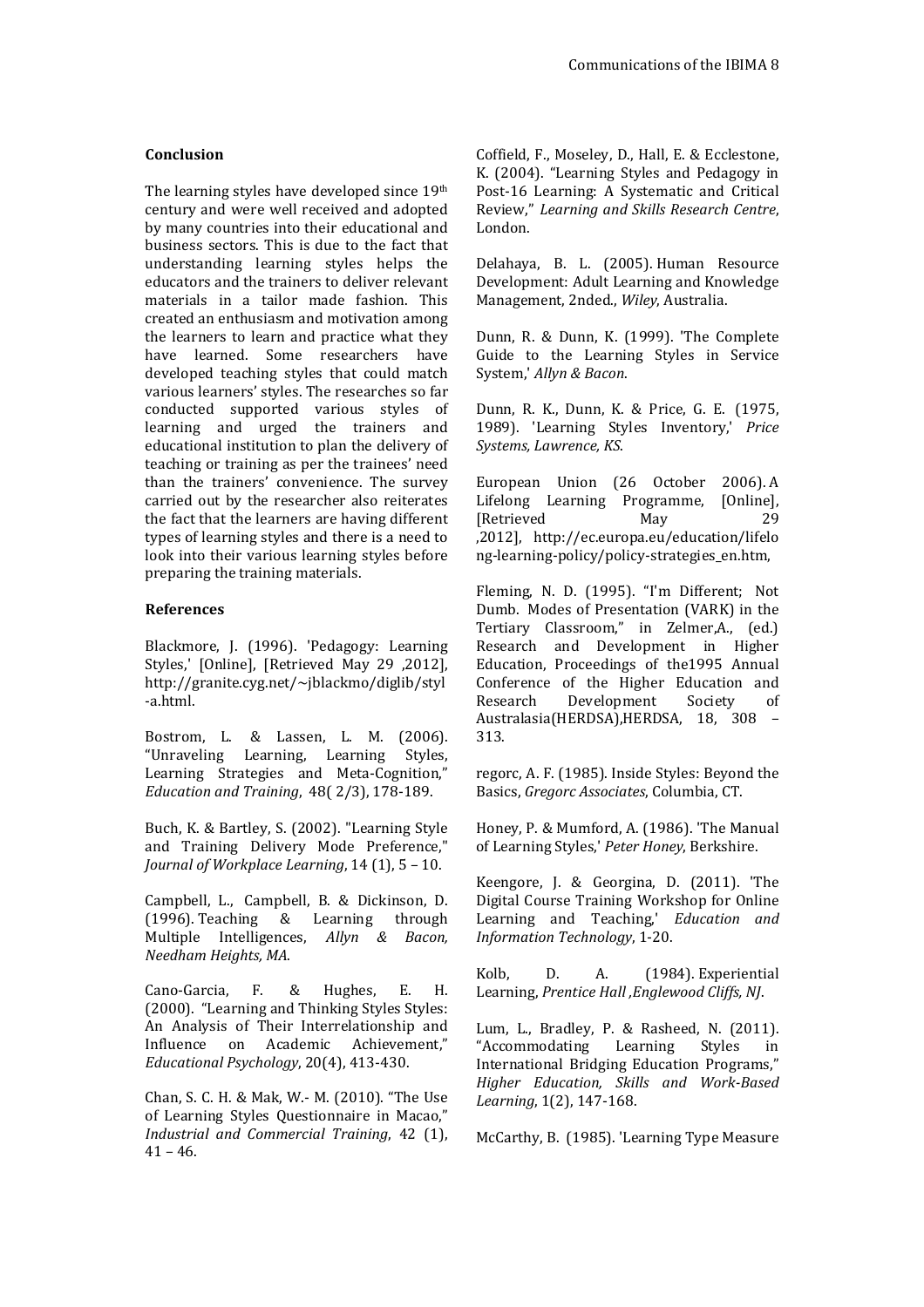## Conclusion

The learning styles have developed since 19th century and were well received and adopted by many countries into their educational and business sectors. This is due to the fact that understanding learning styles helps the educators and the trainers to deliver relevant materials in a tailor made fashion. This created an enthusiasm and motivation among the learners to learn and practice what they have learned. Some researchers have developed teaching styles that could match various learners' styles. The researches so far conducted supported various styles of learning and urged the trainers and educational institution to plan the delivery of teaching or training as per the trainees' need than the trainers' convenience. The survey carried out by the researcher also reiterates the fact that the learners are having different types of learning styles and there is a need to look into their various learning styles before preparing the training materials.

## References

Blackmore, J. (1996). 'Pedagogy: Learning Styles,' [Online], [Retrieved May 29 ,2012], http://granite.cyg.net/~jblackmo/diglib/styl-a.html.

Bostrom, L. & Lassen, L. M. (2006). "Unraveling Learning, Learning Styles, Learning Strategies and Meta-Cognition," *Education and Training*, 48( 2/3), 178-189.

Buch, K. & Bartley, S. (2002). "Learning Style and Training Delivery Mode Preference," *Journal of Workplace Learning*, 14 (1), 5 – 10.

Campbell, L., Campbell, B. & Dickinson, D. (1996). Teaching & Learning through Multiple Intelligences, *Allyn & Bacon, Needham Heights, MA*.

Cano-Garcia, F. & Hughes, E. H. (2000). "Learning and Thinking Styles Styles: An Analysis of Their Interrelationship and Influence on Academic Achievement," *Educational Psychology*, 20(4), 413-430.

Chan, S. C. H. & Mak, W.- M. (2010). "The Use of Learning Styles Questionnaire in Macao," *Industrial and Commercial Training*, 42 (1), 41 – 46.

Coffield, F., Moseley, D., Hall, E. & Ecclestone, K. (2004). "Learning Styles and Pedagogy in Post-16 Learning: A Systematic and Critical Review," *Learning and Skills Research Centre*, London.

Delahaya, B. L. (2005). Human Resource Development: Adult Learning and Knowledge Management, 2nded., *Wiley*, Australia.

Dunn, R. & Dunn, K. (1999). 'The Complete Guide to the Learning Styles in Service System,' *Allyn & Bacon*.

Dunn, R. K., Dunn, K. & Price, G. E. (1975, 1989). 'Learning Styles Inventory,' *Price Systems, Lawrence, KS*.

European Union (26 October 2006). A Lifelong Learning Programme, [Online], [Retrieved May 29 ,2012], http://ec.europa.eu/education/lifelong-learning-policy/policy-strategies_en.htm,

Fleming, N. D. (1995). "I'm Different; Not Dumb. Modes of Presentation (VARK) in the Tertiary Classroom," in Zelmer,A., (ed.) Research and Development in Higher Education, Proceedings of the1995 Annual Conference of the Higher Education and Research Development Society of Australasia(HERDSA),HERDSA, 18, 308 – 313.

regorc, A. F. (1985). Inside Styles: Beyond the Basics, *Gregorc Associates*, Columbia, CT.

Honey, P. & Mumford, A. (1986). 'The Manual of Learning Styles,' *Peter Honey*, Berkshire.

Keengore, J. & Georgina, D. (2011). 'The Digital Course Training Workshop for Online Learning and Teaching,' *Education and Information Technology*, 1-20.

Kolb, D. A. (1984). Experiential Learning, *Prentice Hall ,Englewood Cliffs, NJ*.

Lum, L., Bradley, P. & Rasheed, N. (2011). "Accommodating Learning Styles in International Bridging Education Programs," *Higher Education, Skills and Work-Based Learning*, 1(2), 147-168.

McCarthy, B. (1985). 'Learning Type Measure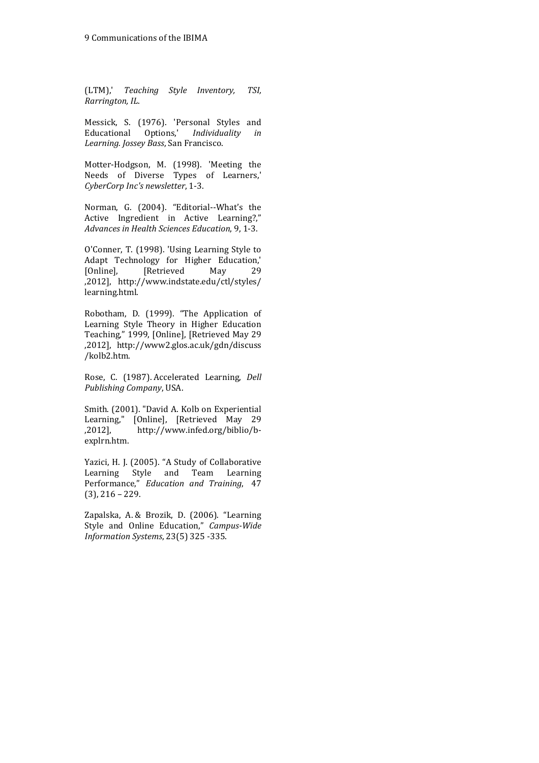(LTM),' *Teaching Style Inventory, TSI, Rarrington, IL*.

Messick, S. (1976). 'Personal Styles and Educational Options,' *Individuality in Learning. Jossey Bass*, San Francisco.

Motter-Hodgson, M. (1998). 'Meeting the Needs of Diverse Types of Learners,' *CyberCorp Inc's newsletter*, 1-3.

Norman, G. (2004). "Editorial--What's the Active Ingredient in Active Learning?," *Advances in Health Sciences Education*, 9, 1-3.

O'Conner, T. (1998). 'Using Learning Style to Adapt Technology for Higher Education,' [Online], [Retrieved May 29 ,2012], http://www.indstate.edu/ctl/styles/learning.html.

Robotham, D. (1999). "The Application of Learning Style Theory in Higher Education Teaching," 1999, [Online], [Retrieved May 29 ,2012], http://www2.glos.ac.uk/gdn/discuss/kolb2.htm.

Rose, C. (1987). Accelerated Learning, *Dell Publishing Company*, USA.

Smith. (2001). "David A. Kolb on Experiential Learning," [Online], [Retrieved May 29 ,2012], http://www.infed.org/biblio/b-explrn.htm.

Yazici, H. J. (2005). "A Study of Collaborative Learning Style and Team Learning Performance," *Education and Training*, 47 (3), 216 – 229.

Zapalska, A. & Brozik, D. (2006). "Learning Style and Online Education," *Campus-Wide Information Systems*, 23(5) 325 -335.